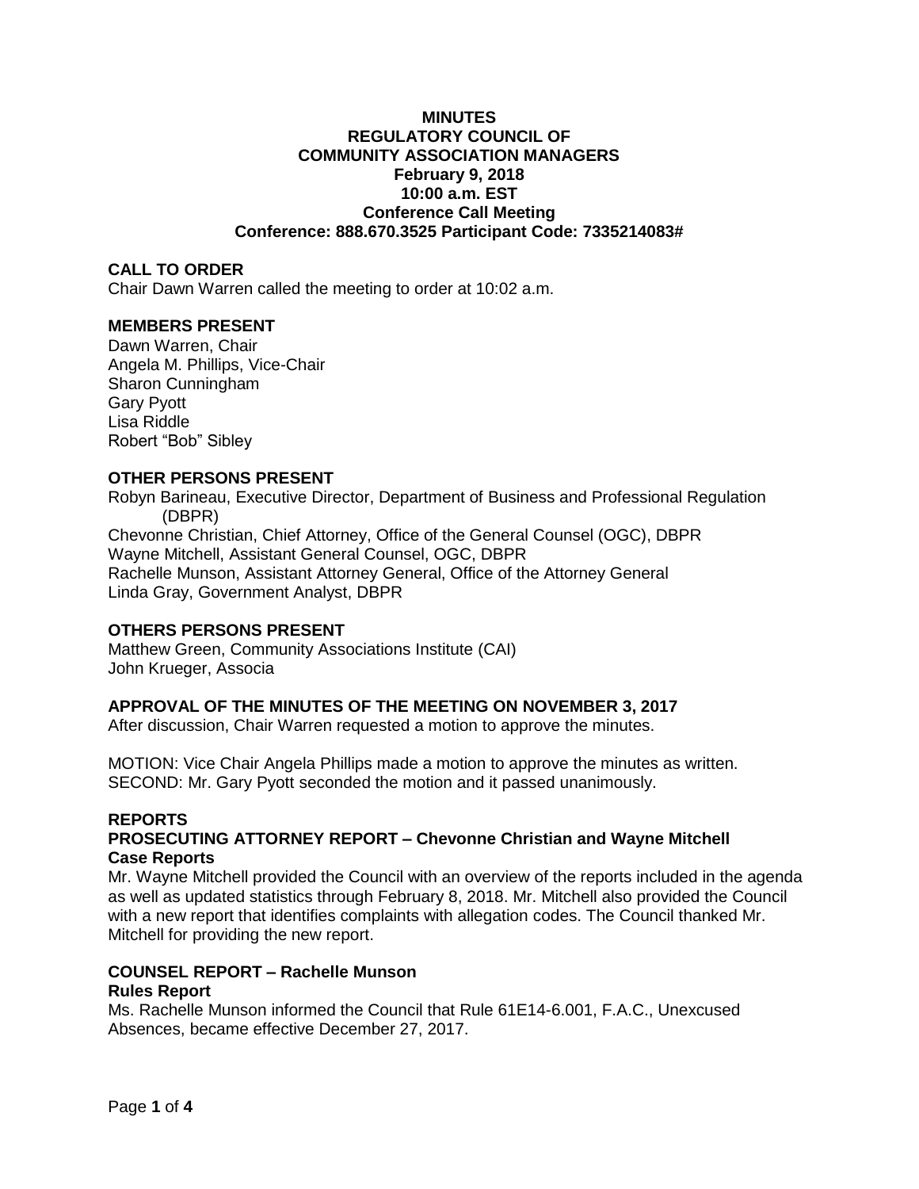**MINUTES**
**REGULATORY COUNCIL OF**
**COMMUNITY ASSOCIATION MANAGERS**
**February 9, 2018**
**10:00 a.m. EST**
**Conference Call Meeting**
**Conference: 888.670.3525 Participant Code: 7335214083#**

## CALL TO ORDER

Chair Dawn Warren called the meeting to order at 10:02 a.m.

## MEMBERS PRESENT

Dawn Warren, Chair
Angela M. Phillips, Vice-Chair
Sharon Cunningham
Gary Pyott
Lisa Riddle
Robert "Bob" Sibley

## OTHER PERSONS PRESENT

Robyn Barineau, Executive Director, Department of Business and Professional Regulation (DBPR)
Chevonne Christian, Chief Attorney, Office of the General Counsel (OGC), DBPR
Wayne Mitchell, Assistant General Counsel, OGC, DBPR
Rachelle Munson, Assistant Attorney General, Office of the Attorney General
Linda Gray, Government Analyst, DBPR

## OTHERS PERSONS PRESENT

Matthew Green, Community Associations Institute (CAI)
John Krueger, Associa

## APPROVAL OF THE MINUTES OF THE MEETING ON NOVEMBER 3, 2017

After discussion, Chair Warren requested a motion to approve the minutes.

MOTION: Vice Chair Angela Phillips made a motion to approve the minutes as written.
SECOND: Mr. Gary Pyott seconded the motion and it passed unanimously.

## REPORTS

### PROSECUTING ATTORNEY REPORT – Chevonne Christian and Wayne Mitchell

**Case Reports**

Mr. Wayne Mitchell provided the Council with an overview of the reports included in the agenda as well as updated statistics through February 8, 2018. Mr. Mitchell also provided the Council with a new report that identifies complaints with allegation codes. The Council thanked Mr. Mitchell for providing the new report.

### COUNSEL REPORT – Rachelle Munson

**Rules Report**

Ms. Rachelle Munson informed the Council that Rule 61E14-6.001, F.A.C., Unexcused Absences, became effective December 27, 2017.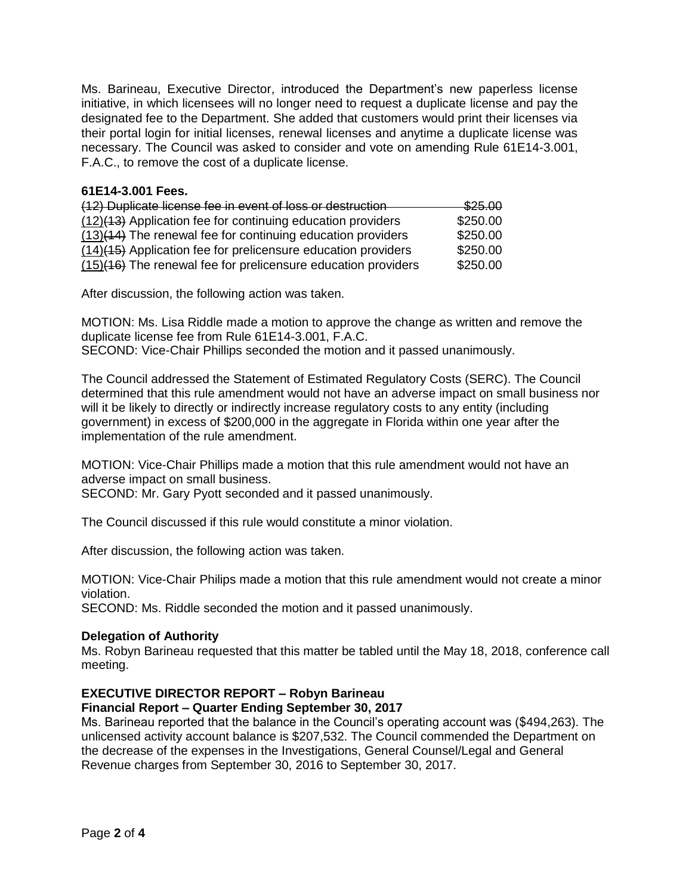Ms. Barineau, Executive Director, introduced the Department's new paperless license initiative, in which licensees will no longer need to request a duplicate license and pay the designated fee to the Department. She added that customers would print their licenses via their portal login for initial licenses, renewal licenses and anytime a duplicate license was necessary. The Council was asked to consider and vote on amending Rule 61E14-3.001, F.A.C., to remove the cost of a duplicate license.

**61E14-3.001 Fees.**

| | |
|---|---|
| ~~(12) Duplicate license fee in event of loss or destruction~~ | ~~$25.00~~ |
| (12)~~(13)~~ Application fee for continuing education providers | $250.00 |
| (13)~~(14)~~ The renewal fee for continuing education providers | $250.00 |
| (14)~~(15)~~ Application fee for prelicensure education providers | $250.00 |
| (15)~~(16)~~ The renewal fee for prelicensure education providers | $250.00 |

After discussion, the following action was taken.

MOTION: Ms. Lisa Riddle made a motion to approve the change as written and remove the duplicate license fee from Rule 61E14-3.001, F.A.C.
SECOND: Vice-Chair Phillips seconded the motion and it passed unanimously.

The Council addressed the Statement of Estimated Regulatory Costs (SERC). The Council determined that this rule amendment would not have an adverse impact on small business nor will it be likely to directly or indirectly increase regulatory costs to any entity (including government) in excess of $200,000 in the aggregate in Florida within one year after the implementation of the rule amendment.

MOTION: Vice-Chair Phillips made a motion that this rule amendment would not have an adverse impact on small business.
SECOND: Mr. Gary Pyott seconded and it passed unanimously.

The Council discussed if this rule would constitute a minor violation.

After discussion, the following action was taken.

MOTION: Vice-Chair Philips made a motion that this rule amendment would not create a minor violation.
SECOND: Ms. Riddle seconded the motion and it passed unanimously.

**Delegation of Authority**

Ms. Robyn Barineau requested that this matter be tabled until the May 18, 2018, conference call meeting.

**EXECUTIVE DIRECTOR REPORT – Robyn Barineau**

**Financial Report – Quarter Ending September 30, 2017**

Ms. Barineau reported that the balance in the Council's operating account was ($494,263). The unlicensed activity account balance is $207,532. The Council commended the Department on the decrease of the expenses in the Investigations, General Counsel/Legal and General Revenue charges from September 30, 2016 to September 30, 2017.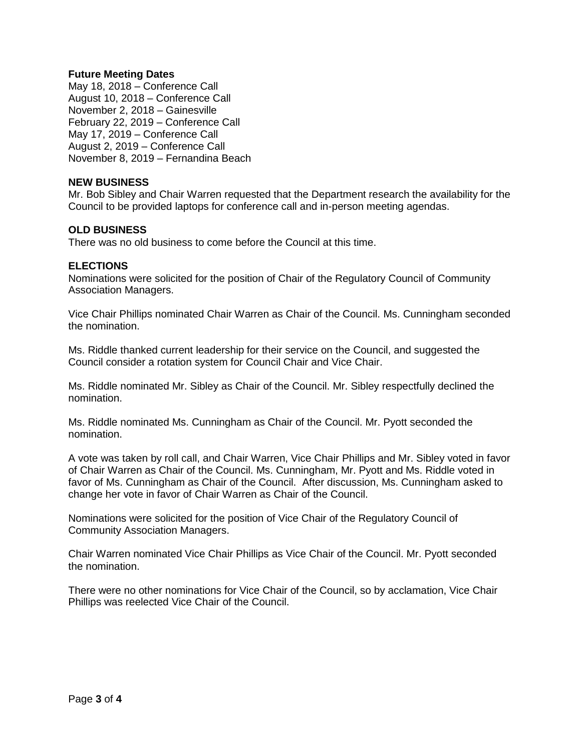### Future Meeting Dates

May 18, 2018 – Conference Call
August 10, 2018 – Conference Call
November 2, 2018 – Gainesville
February 22, 2019 – Conference Call
May 17, 2019 – Conference Call
August 2, 2019 – Conference Call
November 8, 2019 – Fernandina Beach

## NEW BUSINESS

Mr. Bob Sibley and Chair Warren requested that the Department research the availability for the Council to be provided laptops for conference call and in-person meeting agendas.

## OLD BUSINESS

There was no old business to come before the Council at this time.

## ELECTIONS

Nominations were solicited for the position of Chair of the Regulatory Council of Community Association Managers.

Vice Chair Phillips nominated Chair Warren as Chair of the Council. Ms. Cunningham seconded the nomination.

Ms. Riddle thanked current leadership for their service on the Council, and suggested the Council consider a rotation system for Council Chair and Vice Chair.

Ms. Riddle nominated Mr. Sibley as Chair of the Council. Mr. Sibley respectfully declined the nomination.

Ms. Riddle nominated Ms. Cunningham as Chair of the Council. Mr. Pyott seconded the nomination.

A vote was taken by roll call, and Chair Warren, Vice Chair Phillips and Mr. Sibley voted in favor of Chair Warren as Chair of the Council. Ms. Cunningham, Mr. Pyott and Ms. Riddle voted in favor of Ms. Cunningham as Chair of the Council. After discussion, Ms. Cunningham asked to change her vote in favor of Chair Warren as Chair of the Council.

Nominations were solicited for the position of Vice Chair of the Regulatory Council of Community Association Managers.

Chair Warren nominated Vice Chair Phillips as Vice Chair of the Council. Mr. Pyott seconded the nomination.

There were no other nominations for Vice Chair of the Council, so by acclamation, Vice Chair Phillips was reelected Vice Chair of the Council.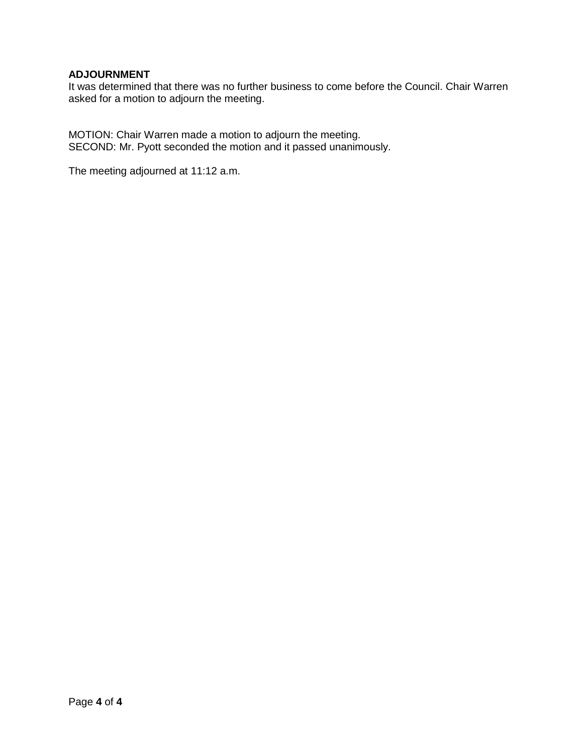**ADJOURNMENT**
It was determined that there was no further business to come before the Council. Chair Warren asked for a motion to adjourn the meeting.

MOTION: Chair Warren made a motion to adjourn the meeting.
SECOND: Mr. Pyott seconded the motion and it passed unanimously.

The meeting adjourned at 11:12 a.m.